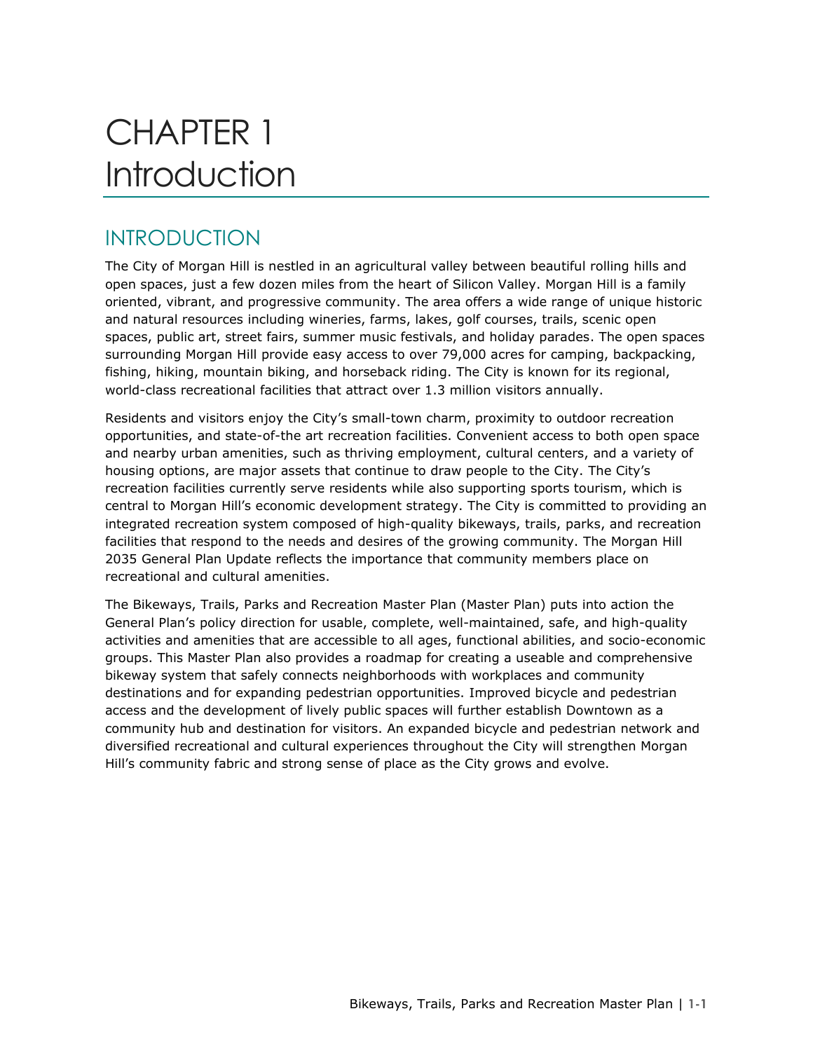# CHAPTER 1
# Introduction

## INTRODUCTION

The City of Morgan Hill is nestled in an agricultural valley between beautiful rolling hills and open spaces, just a few dozen miles from the heart of Silicon Valley. Morgan Hill is a family oriented, vibrant, and progressive community. The area offers a wide range of unique historic and natural resources including wineries, farms, lakes, golf courses, trails, scenic open spaces, public art, street fairs, summer music festivals, and holiday parades. The open spaces surrounding Morgan Hill provide easy access to over 79,000 acres for camping, backpacking, fishing, hiking, mountain biking, and horseback riding. The City is known for its regional, world-class recreational facilities that attract over 1.3 million visitors annually.

Residents and visitors enjoy the City's small-town charm, proximity to outdoor recreation opportunities, and state-of-the art recreation facilities. Convenient access to both open space and nearby urban amenities, such as thriving employment, cultural centers, and a variety of housing options, are major assets that continue to draw people to the City. The City's recreation facilities currently serve residents while also supporting sports tourism, which is central to Morgan Hill's economic development strategy. The City is committed to providing an integrated recreation system composed of high-quality bikeways, trails, parks, and recreation facilities that respond to the needs and desires of the growing community. The Morgan Hill 2035 General Plan Update reflects the importance that community members place on recreational and cultural amenities.

The Bikeways, Trails, Parks and Recreation Master Plan (Master Plan) puts into action the General Plan's policy direction for usable, complete, well-maintained, safe, and high-quality activities and amenities that are accessible to all ages, functional abilities, and socio-economic groups. This Master Plan also provides a roadmap for creating a useable and comprehensive bikeway system that safely connects neighborhoods with workplaces and community destinations and for expanding pedestrian opportunities. Improved bicycle and pedestrian access and the development of lively public spaces will further establish Downtown as a community hub and destination for visitors. An expanded bicycle and pedestrian network and diversified recreational and cultural experiences throughout the City will strengthen Morgan Hill's community fabric and strong sense of place as the City grows and evolve.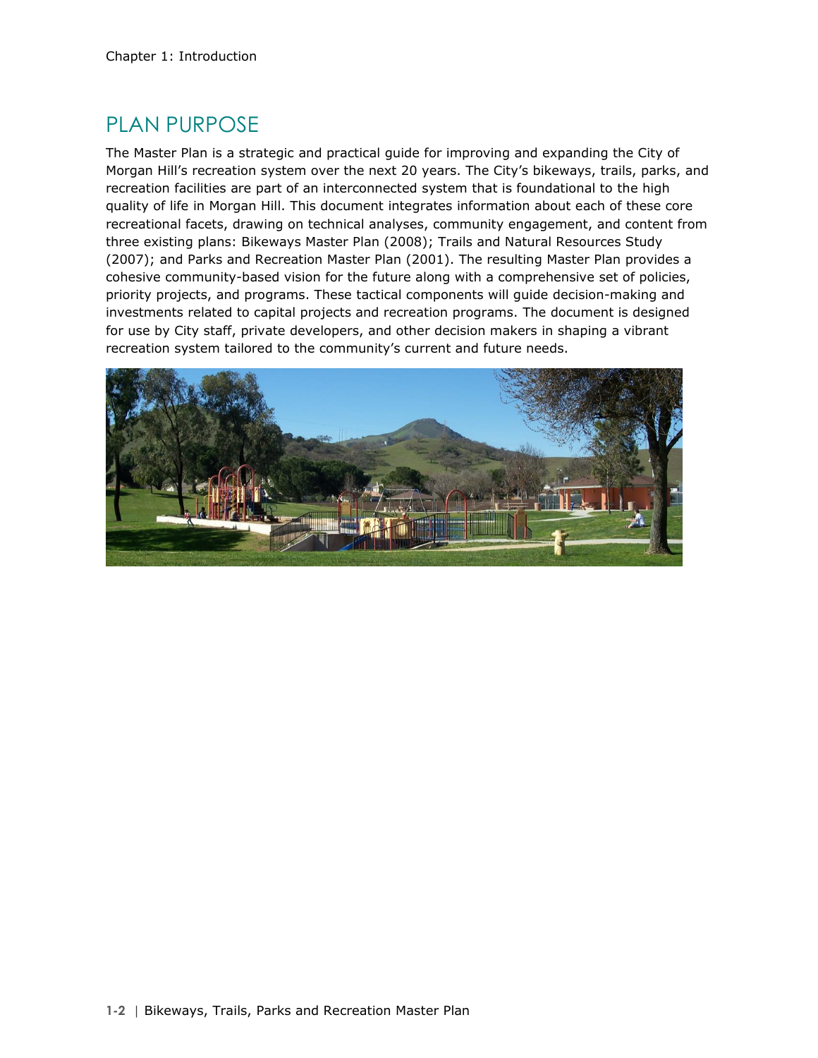# PLAN PURPOSE

The Master Plan is a strategic and practical guide for improving and expanding the City of Morgan Hill's recreation system over the next 20 years. The City's bikeways, trails, parks, and recreation facilities are part of an interconnected system that is foundational to the high quality of life in Morgan Hill. This document integrates information about each of these core recreational facets, drawing on technical analyses, community engagement, and content from three existing plans: Bikeways Master Plan (2008); Trails and Natural Resources Study (2007); and Parks and Recreation Master Plan (2001). The resulting Master Plan provides a cohesive community-based vision for the future along with a comprehensive set of policies, priority projects, and programs. These tactical components will guide decision-making and investments related to capital projects and recreation programs. The document is designed for use by City staff, private developers, and other decision makers in shaping a vibrant recreation system tailored to the community's current and future needs.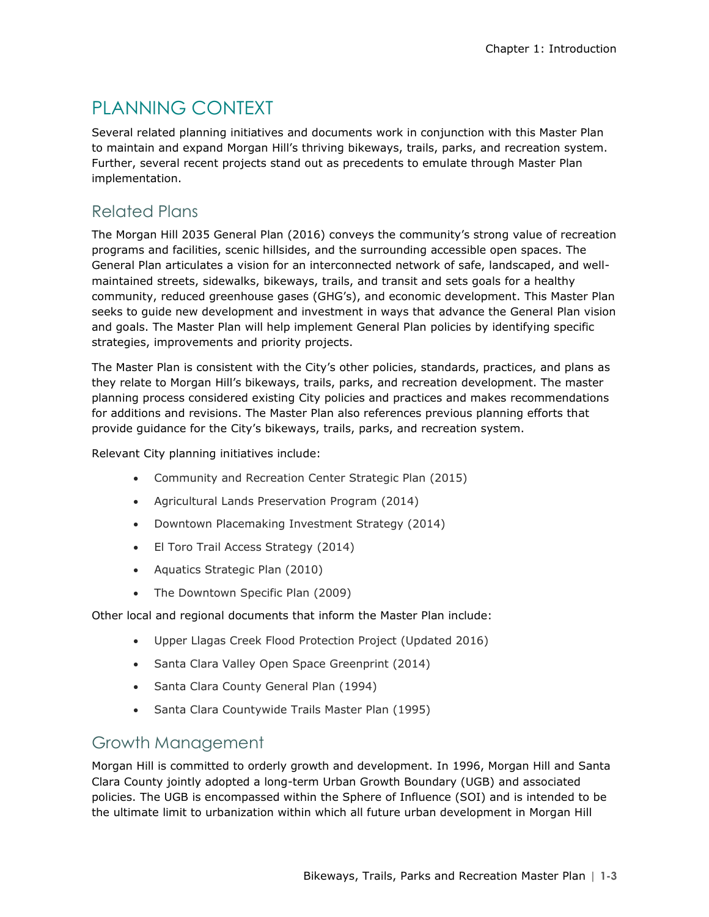# PLANNING CONTEXT

Several related planning initiatives and documents work in conjunction with this Master Plan to maintain and expand Morgan Hill's thriving bikeways, trails, parks, and recreation system. Further, several recent projects stand out as precedents to emulate through Master Plan implementation.

## Related Plans

The Morgan Hill 2035 General Plan (2016) conveys the community's strong value of recreation programs and facilities, scenic hillsides, and the surrounding accessible open spaces. The General Plan articulates a vision for an interconnected network of safe, landscaped, and well-maintained streets, sidewalks, bikeways, trails, and transit and sets goals for a healthy community, reduced greenhouse gases (GHG's), and economic development. This Master Plan seeks to guide new development and investment in ways that advance the General Plan vision and goals. The Master Plan will help implement General Plan policies by identifying specific strategies, improvements and priority projects.

The Master Plan is consistent with the City's other policies, standards, practices, and plans as they relate to Morgan Hill's bikeways, trails, parks, and recreation development. The master planning process considered existing City policies and practices and makes recommendations for additions and revisions. The Master Plan also references previous planning efforts that provide guidance for the City's bikeways, trails, parks, and recreation system.

Relevant City planning initiatives include:

- Community and Recreation Center Strategic Plan (2015)
- Agricultural Lands Preservation Program (2014)
- Downtown Placemaking Investment Strategy (2014)
- El Toro Trail Access Strategy (2014)
- Aquatics Strategic Plan (2010)
- The Downtown Specific Plan (2009)

Other local and regional documents that inform the Master Plan include:

- Upper Llagas Creek Flood Protection Project (Updated 2016)
- Santa Clara Valley Open Space Greenprint (2014)
- Santa Clara County General Plan (1994)
- Santa Clara Countywide Trails Master Plan (1995)

## Growth Management

Morgan Hill is committed to orderly growth and development. In 1996, Morgan Hill and Santa Clara County jointly adopted a long-term Urban Growth Boundary (UGB) and associated policies. The UGB is encompassed within the Sphere of Influence (SOI) and is intended to be the ultimate limit to urbanization within which all future urban development in Morgan Hill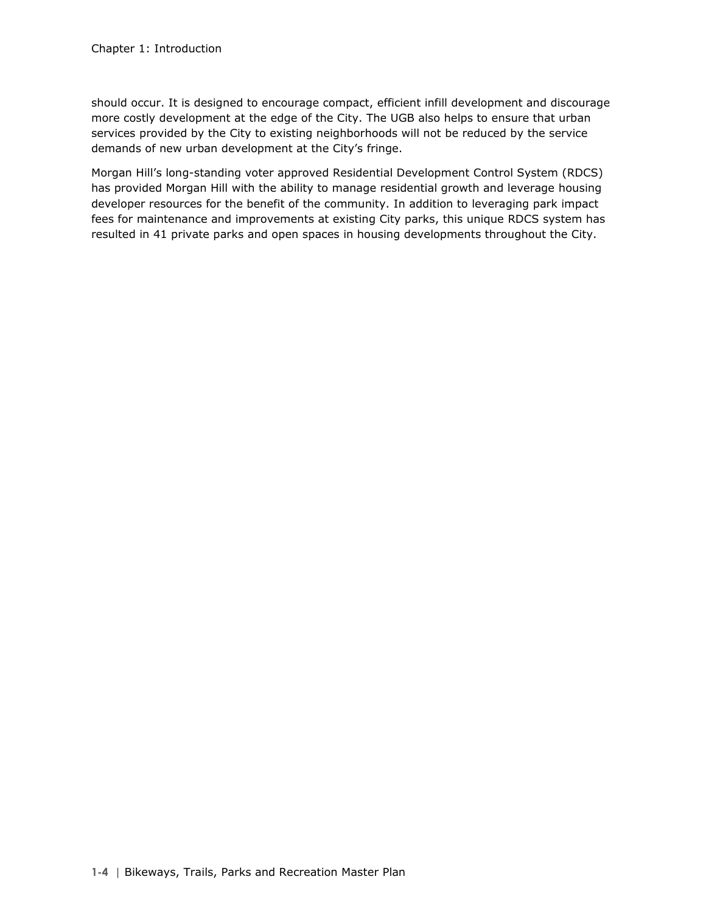should occur. It is designed to encourage compact, efficient infill development and discourage more costly development at the edge of the City. The UGB also helps to ensure that urban services provided by the City to existing neighborhoods will not be reduced by the service demands of new urban development at the City's fringe.

Morgan Hill's long-standing voter approved Residential Development Control System (RDCS) has provided Morgan Hill with the ability to manage residential growth and leverage housing developer resources for the benefit of the community. In addition to leveraging park impact fees for maintenance and improvements at existing City parks, this unique RDCS system has resulted in 41 private parks and open spaces in housing developments throughout the City.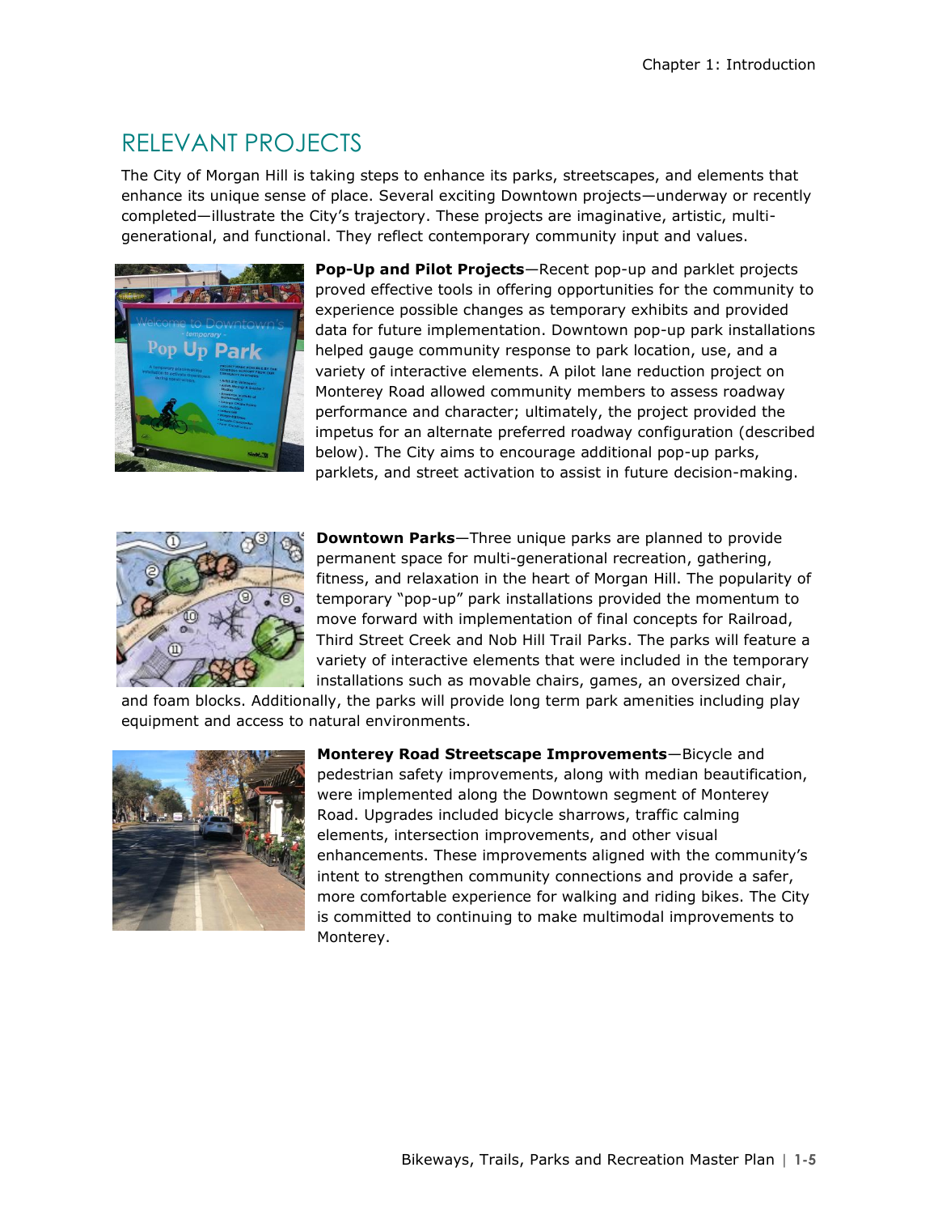## RELEVANT PROJECTS

The City of Morgan Hill is taking steps to enhance its parks, streetscapes, and elements that enhance its unique sense of place. Several exciting Downtown projects—underway or recently completed—illustrate the City's trajectory. These projects are imaginative, artistic, multi-generational, and functional. They reflect contemporary community input and values.

**Pop-Up and Pilot Projects**—Recent pop-up and parklet projects proved effective tools in offering opportunities for the community to experience possible changes as temporary exhibits and provided data for future implementation. Downtown pop-up park installations helped gauge community response to park location, use, and a variety of interactive elements. A pilot lane reduction project on Monterey Road allowed community members to assess roadway performance and character; ultimately, the project provided the impetus for an alternate preferred roadway configuration (described below). The City aims to encourage additional pop-up parks, parklets, and street activation to assist in future decision-making.

**Downtown Parks**—Three unique parks are planned to provide permanent space for multi-generational recreation, gathering, fitness, and relaxation in the heart of Morgan Hill. The popularity of temporary "pop-up" park installations provided the momentum to move forward with implementation of final concepts for Railroad, Third Street Creek and Nob Hill Trail Parks. The parks will feature a variety of interactive elements that were included in the temporary installations such as movable chairs, games, an oversized chair, and foam blocks. Additionally, the parks will provide long term park amenities including play equipment and access to natural environments.

**Monterey Road Streetscape Improvements**—Bicycle and pedestrian safety improvements, along with median beautification, were implemented along the Downtown segment of Monterey Road. Upgrades included bicycle sharrows, traffic calming elements, intersection improvements, and other visual enhancements. These improvements aligned with the community's intent to strengthen community connections and provide a safer, more comfortable experience for walking and riding bikes. The City is committed to continuing to make multimodal improvements to Monterey.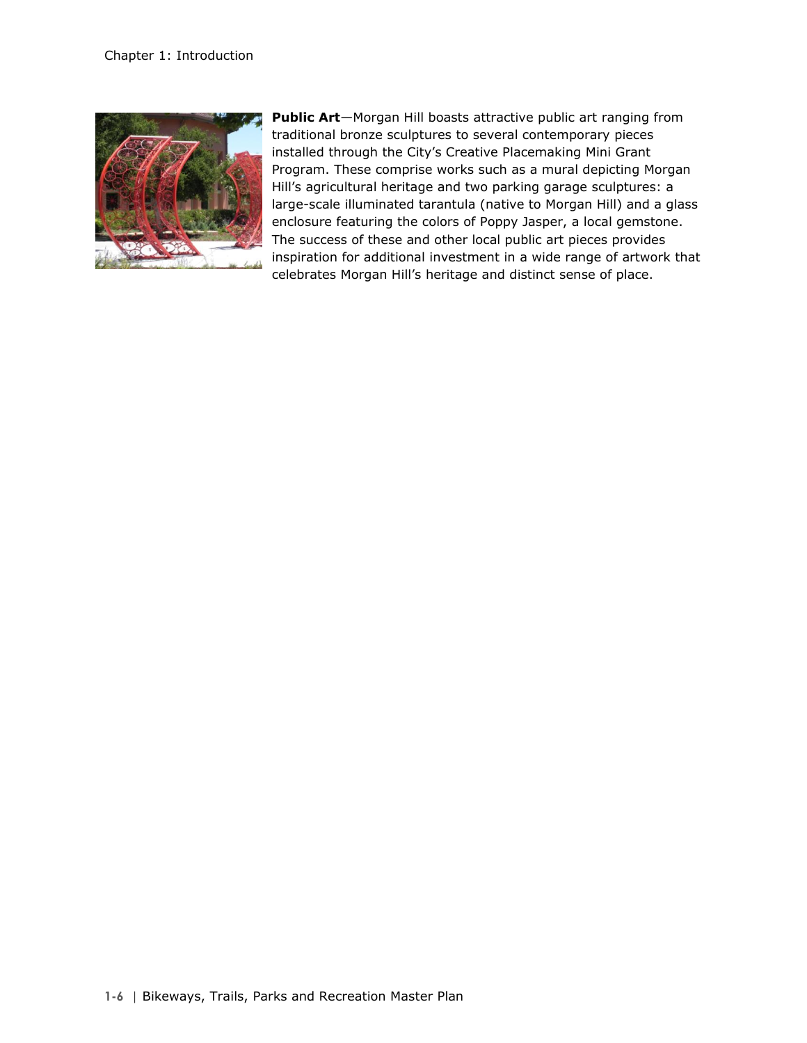**Public Art**—Morgan Hill boasts attractive public art ranging from traditional bronze sculptures to several contemporary pieces installed through the City's Creative Placemaking Mini Grant Program. These comprise works such as a mural depicting Morgan Hill's agricultural heritage and two parking garage sculptures: a large-scale illuminated tarantula (native to Morgan Hill) and a glass enclosure featuring the colors of Poppy Jasper, a local gemstone. The success of these and other local public art pieces provides inspiration for additional investment in a wide range of artwork that celebrates Morgan Hill's heritage and distinct sense of place.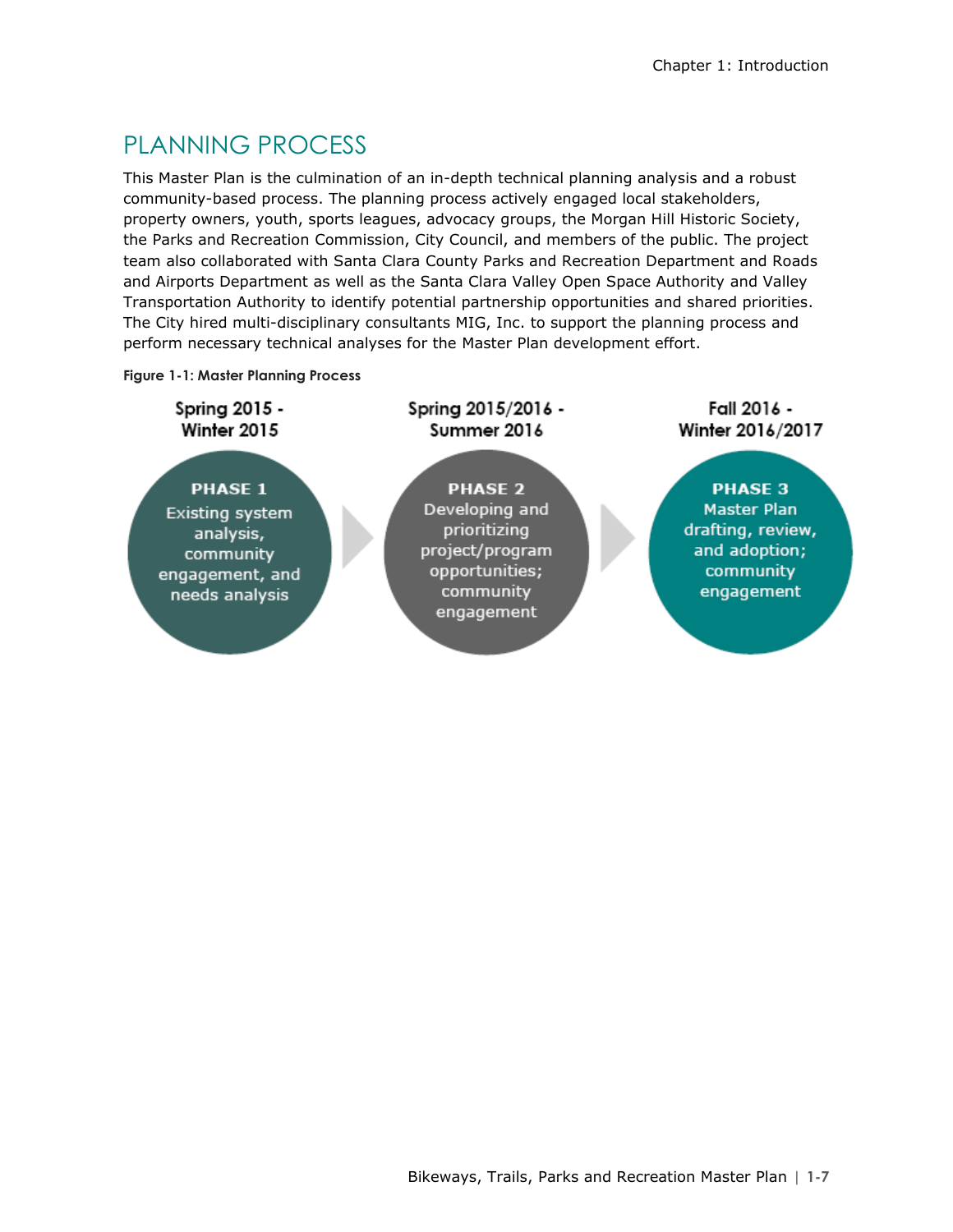## PLANNING PROCESS

This Master Plan is the culmination of an in-depth technical planning analysis and a robust community-based process. The planning process actively engaged local stakeholders, property owners, youth, sports leagues, advocacy groups, the Morgan Hill Historic Society, the Parks and Recreation Commission, City Council, and members of the public. The project team also collaborated with Santa Clara County Parks and Recreation Department and Roads and Airports Department as well as the Santa Clara Valley Open Space Authority and Valley Transportation Authority to identify potential partnership opportunities and shared priorities. The City hired multi-disciplinary consultants MIG, Inc. to support the planning process and perform necessary technical analyses for the Master Plan development effort.

**Figure 1-1: Master Planning Process**

Spring 2015 - Winter 2015

**PHASE 1**
Existing system analysis, community engagement, and needs analysis

Spring 2015/2016 - Summer 2016

**PHASE 2**
Developing and prioritizing project/program opportunities; community engagement

Fall 2016 - Winter 2016/2017

**PHASE 3**
Master Plan drafting, review, and adoption; community engagement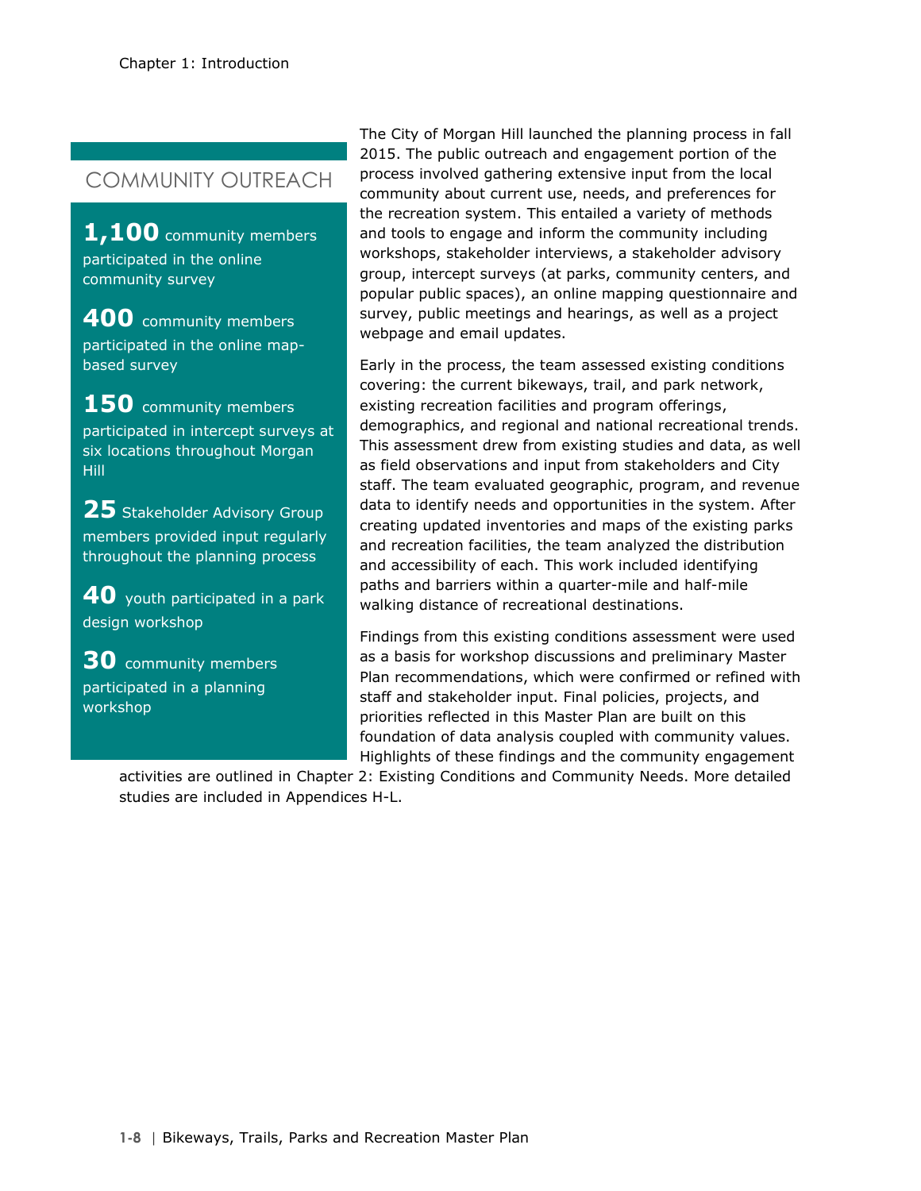## COMMUNITY OUTREACH

**1,100** community members participated in the online community survey

**400** community members participated in the online map-based survey

**150** community members participated in intercept surveys at six locations throughout Morgan Hill

**25** Stakeholder Advisory Group members provided input regularly throughout the planning process

**40** youth participated in a park design workshop

**30** community members participated in a planning workshop

The City of Morgan Hill launched the planning process in fall 2015. The public outreach and engagement portion of the process involved gathering extensive input from the local community about current use, needs, and preferences for the recreation system. This entailed a variety of methods and tools to engage and inform the community including workshops, stakeholder interviews, a stakeholder advisory group, intercept surveys (at parks, community centers, and popular public spaces), an online mapping questionnaire and survey, public meetings and hearings, as well as a project webpage and email updates.

Early in the process, the team assessed existing conditions covering: the current bikeways, trail, and park network, existing recreation facilities and program offerings, demographics, and regional and national recreational trends. This assessment drew from existing studies and data, as well as field observations and input from stakeholders and City staff. The team evaluated geographic, program, and revenue data to identify needs and opportunities in the system. After creating updated inventories and maps of the existing parks and recreation facilities, the team analyzed the distribution and accessibility of each. This work included identifying paths and barriers within a quarter-mile and half-mile walking distance of recreational destinations.

Findings from this existing conditions assessment were used as a basis for workshop discussions and preliminary Master Plan recommendations, which were confirmed or refined with staff and stakeholder input. Final policies, projects, and priorities reflected in this Master Plan are built on this foundation of data analysis coupled with community values. Highlights of these findings and the community engagement activities are outlined in Chapter 2: Existing Conditions and Community Needs. More detailed studies are included in Appendices H-L.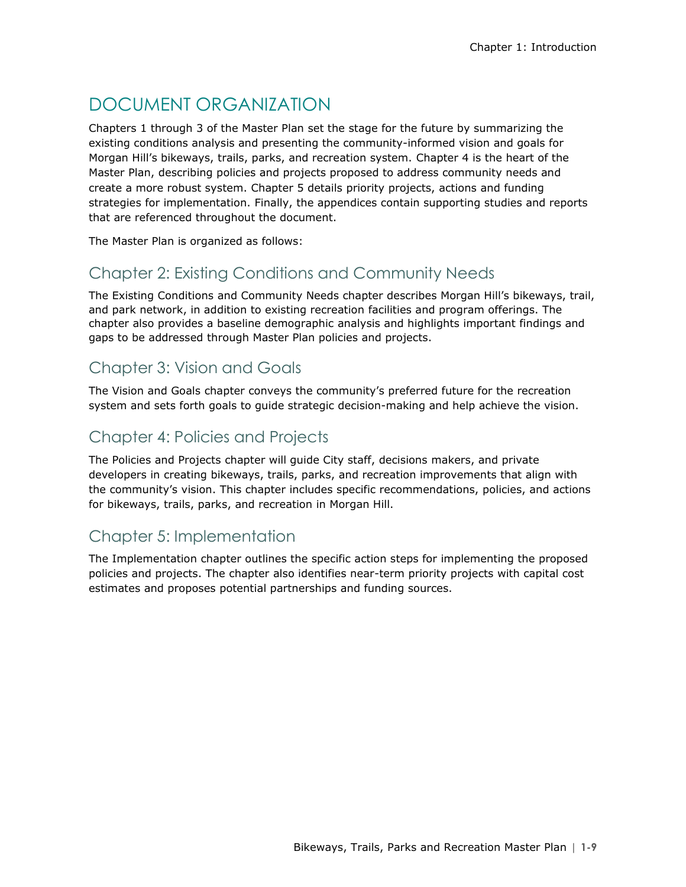# DOCUMENT ORGANIZATION

Chapters 1 through 3 of the Master Plan set the stage for the future by summarizing the existing conditions analysis and presenting the community-informed vision and goals for Morgan Hill's bikeways, trails, parks, and recreation system. Chapter 4 is the heart of the Master Plan, describing policies and projects proposed to address community needs and create a more robust system. Chapter 5 details priority projects, actions and funding strategies for implementation. Finally, the appendices contain supporting studies and reports that are referenced throughout the document.

The Master Plan is organized as follows:

## Chapter 2: Existing Conditions and Community Needs

The Existing Conditions and Community Needs chapter describes Morgan Hill's bikeways, trail, and park network, in addition to existing recreation facilities and program offerings. The chapter also provides a baseline demographic analysis and highlights important findings and gaps to be addressed through Master Plan policies and projects.

## Chapter 3: Vision and Goals

The Vision and Goals chapter conveys the community's preferred future for the recreation system and sets forth goals to guide strategic decision-making and help achieve the vision.

## Chapter 4: Policies and Projects

The Policies and Projects chapter will guide City staff, decisions makers, and private developers in creating bikeways, trails, parks, and recreation improvements that align with the community's vision. This chapter includes specific recommendations, policies, and actions for bikeways, trails, parks, and recreation in Morgan Hill.

## Chapter 5: Implementation

The Implementation chapter outlines the specific action steps for implementing the proposed policies and projects. The chapter also identifies near-term priority projects with capital cost estimates and proposes potential partnerships and funding sources.